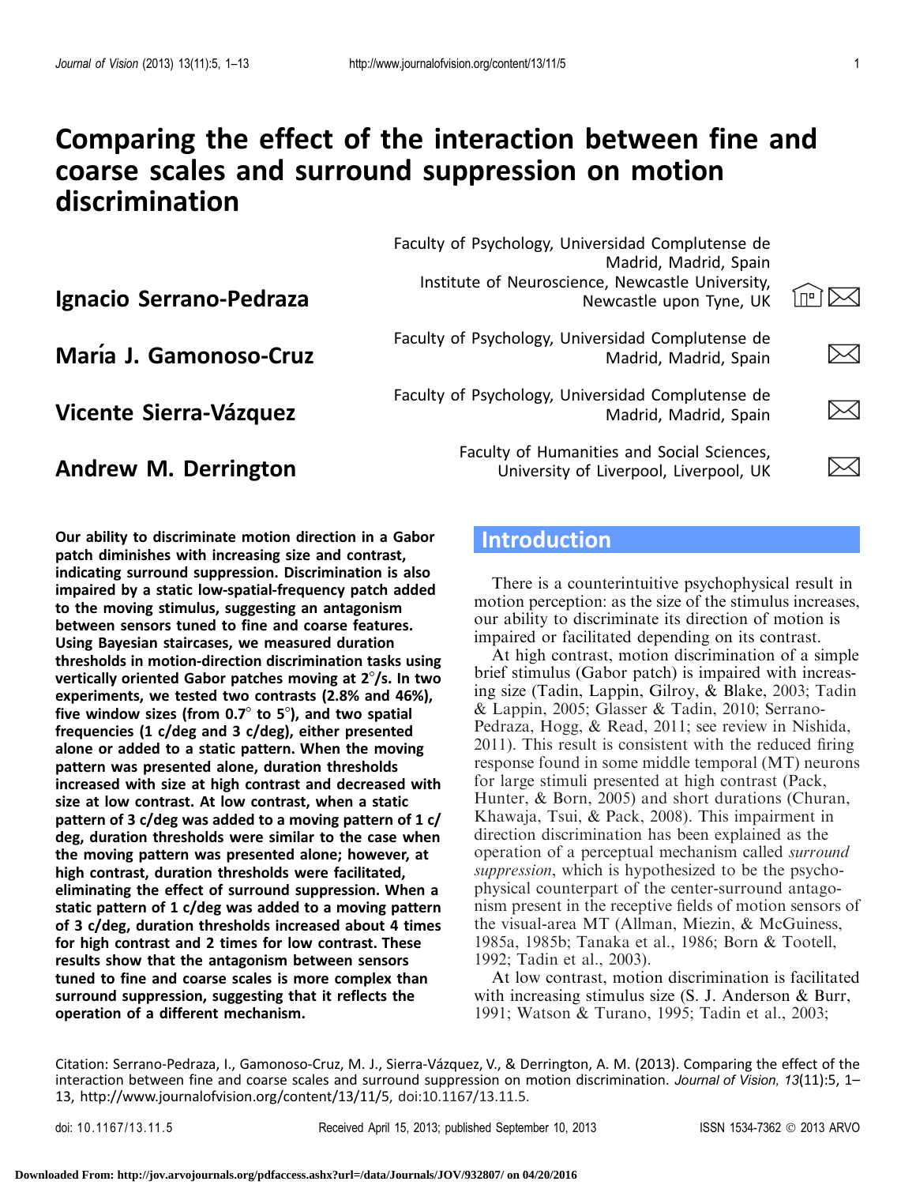# Comparing the effect of the interaction between fine and coarse scales and surround suppression on motion discrimination

**Ignacio Serrano-Pedraza** — Faculty of Psychology, Universidad Complutense de Madrid, Madrid, Spain; Institute of Neuroscience, Newcastle University, Newcastle upon Tyne, UK

**María J. Gamonoso-Cruz** — Faculty of Psychology, Universidad Complutense de Madrid, Madrid, Spain

**Vicente Sierra-Vázquez** — Faculty of Psychology, Universidad Complutense de Madrid, Madrid, Spain

**Andrew M. Derrington** — Faculty of Humanities and Social Sciences, University of Liverpool, Liverpool, UK

**Our ability to discriminate motion direction in a Gabor patch diminishes with increasing size and contrast, indicating surround suppression. Discrimination is also impaired by a static low-spatial-frequency patch added to the moving stimulus, suggesting an antagonism between sensors tuned to fine and coarse features. Using Bayesian staircases, we measured duration thresholds in motion-direction discrimination tasks using vertically oriented Gabor patches moving at 2°/s. In two experiments, we tested two contrasts (2.8% and 46%), five window sizes (from 0.7° to 5°), and two spatial frequencies (1 c/deg and 3 c/deg), either presented alone or added to a static pattern. When the moving pattern was presented alone, duration thresholds increased with size at high contrast and decreased with size at low contrast. At low contrast, when a static pattern of 3 c/deg was added to a moving pattern of 1 c/deg, duration thresholds were similar to the case when the moving pattern was presented alone; however, at high contrast, duration thresholds were facilitated, eliminating the effect of surround suppression. When a static pattern of 1 c/deg was added to a moving pattern of 3 c/deg, duration thresholds increased about 4 times for high contrast and 2 times for low contrast. These results show that the antagonism between sensors tuned to fine and coarse scales is more complex than surround suppression, suggesting that it reflects the operation of a different mechanism.**

## Introduction

There is a counterintuitive psychophysical result in motion perception: as the size of the stimulus increases, our ability to discriminate its direction of motion is impaired or facilitated depending on its contrast.

At high contrast, motion discrimination of a simple brief stimulus (Gabor patch) is impaired with increasing size (Tadin, Lappin, Gilroy, & Blake, 2003; Tadin & Lappin, 2005; Glasser & Tadin, 2010; Serrano-Pedraza, Hogg, & Read, 2011; see review in Nishida, 2011). This result is consistent with the reduced firing response found in some middle temporal (MT) neurons for large stimuli presented at high contrast (Pack, Hunter, & Born, 2005) and short durations (Churan, Khawaja, Tsui, & Pack, 2008). This impairment in direction discrimination has been explained as the operation of a perceptual mechanism called *surround suppression*, which is hypothesized to be the psychophysical counterpart of the center-surround antagonism present in the receptive fields of motion sensors of the visual-area MT (Allman, Miezin, & McGuiness, 1985a, 1985b; Tanaka et al., 1986; Born & Tootell, 1992; Tadin et al., 2003).

At low contrast, motion discrimination is facilitated with increasing stimulus size (S. J. Anderson & Burr, 1991; Watson & Turano, 1995; Tadin et al., 2003;

Citation: Serrano-Pedraza, I., Gamonoso-Cruz, M. J., Sierra-Vázquez, V., & Derrington, A. M. (2013). Comparing the effect of the interaction between fine and coarse scales and surround suppression on motion discrimination. *Journal of Vision, 13*(11):5, 1–13, http://www.journalofvision.org/content/13/11/5, doi:10.1167/13.11.5.

doi: 10.1167/13.11.5 Received April 15, 2013; published September 10, 2013 ISSN 1534-7362 © 2013 ARVO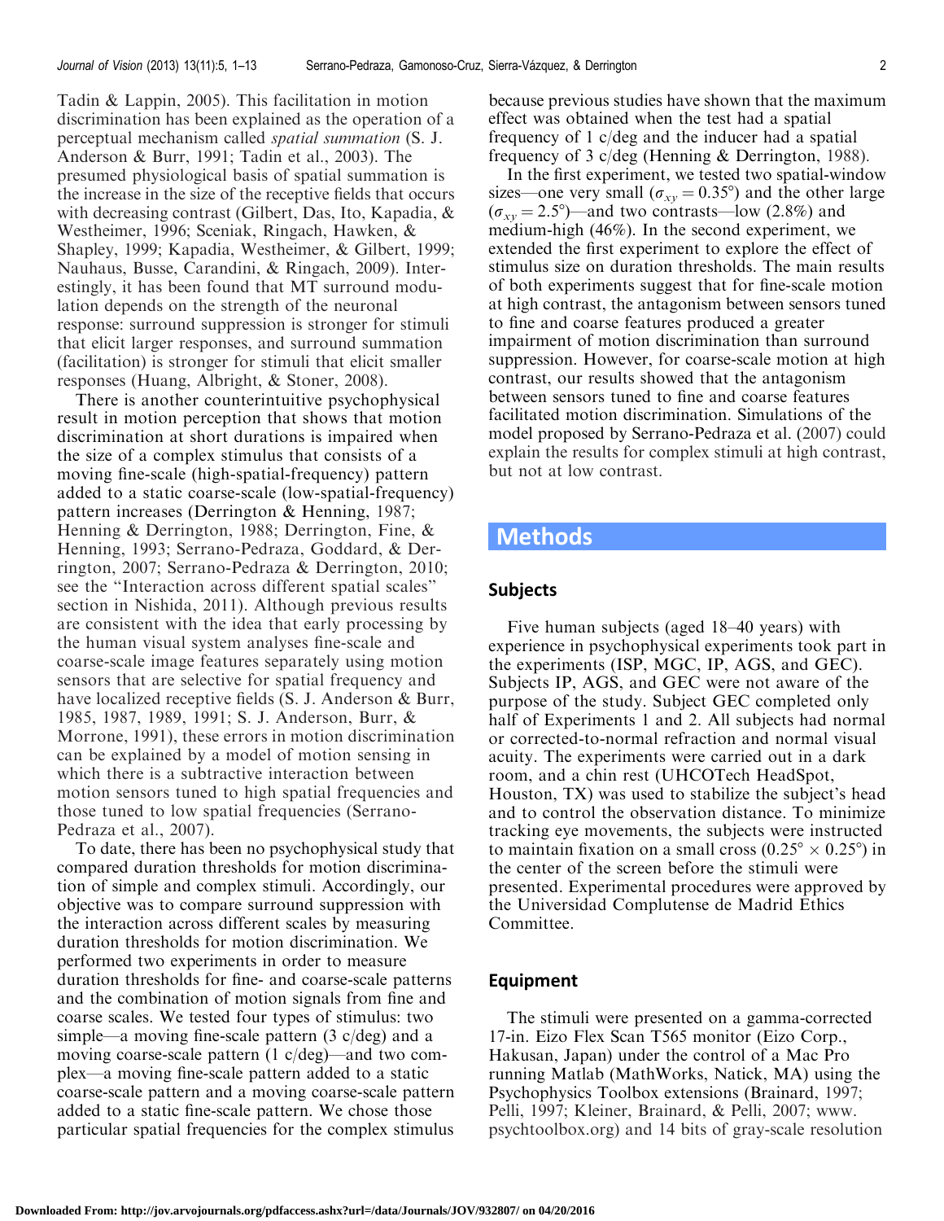Tadin & Lappin, 2005). This facilitation in motion discrimination has been explained as the operation of a perceptual mechanism called *spatial summation* (S. J. Anderson & Burr, 1991; Tadin et al., 2003). The presumed physiological basis of spatial summation is the increase in the size of the receptive fields that occurs with decreasing contrast (Gilbert, Das, Ito, Kapadia, & Westheimer, 1996; Sceniak, Ringach, Hawken, & Shapley, 1999; Kapadia, Westheimer, & Gilbert, 1999; Nauhaus, Busse, Carandini, & Ringach, 2009). Interestingly, it has been found that MT surround modulation depends on the strength of the neuronal response: surround suppression is stronger for stimuli that elicit larger responses, and surround summation (facilitation) is stronger for stimuli that elicit smaller responses (Huang, Albright, & Stoner, 2008).

There is another counterintuitive psychophysical result in motion perception that shows that motion discrimination at short durations is impaired when the size of a complex stimulus that consists of a moving fine-scale (high-spatial-frequency) pattern added to a static coarse-scale (low-spatial-frequency) pattern increases (Derrington & Henning, 1987; Henning & Derrington, 1988; Derrington, Fine, & Henning, 1993; Serrano-Pedraza, Goddard, & Derrington, 2007; Serrano-Pedraza & Derrington, 2010; see the "Interaction across different spatial scales" section in Nishida, 2011). Although previous results are consistent with the idea that early processing by the human visual system analyses fine-scale and coarse-scale image features separately using motion sensors that are selective for spatial frequency and have localized receptive fields (S. J. Anderson & Burr, 1985, 1987, 1989, 1991; S. J. Anderson, Burr, & Morrone, 1991), these errors in motion discrimination can be explained by a model of motion sensing in which there is a subtractive interaction between motion sensors tuned to high spatial frequencies and those tuned to low spatial frequencies (Serrano-Pedraza et al., 2007).

To date, there has been no psychophysical study that compared duration thresholds for motion discrimination of simple and complex stimuli. Accordingly, our objective was to compare surround suppression with the interaction across different scales by measuring duration thresholds for motion discrimination. We performed two experiments in order to measure duration thresholds for fine- and coarse-scale patterns and the combination of motion signals from fine and coarse scales. We tested four types of stimulus: two simple—a moving fine-scale pattern (3 c/deg) and a moving coarse-scale pattern (1 c/deg)—and two complex—a moving fine-scale pattern added to a static coarse-scale pattern and a moving coarse-scale pattern added to a static fine-scale pattern. We chose those particular spatial frequencies for the complex stimulus because previous studies have shown that the maximum effect was obtained when the test had a spatial frequency of 1 c/deg and the inducer had a spatial frequency of 3 c/deg (Henning & Derrington, 1988).

In the first experiment, we tested two spatial-window sizes—one very small ($\sigma_{xy} = 0.35°$) and the other large ($\sigma_{xy} = 2.5°$)—and two contrasts—low (2.8%) and medium-high (46%). In the second experiment, we extended the first experiment to explore the effect of stimulus size on duration thresholds. The main results of both experiments suggest that for fine-scale motion at high contrast, the antagonism between sensors tuned to fine and coarse features produced a greater impairment of motion discrimination than surround suppression. However, for coarse-scale motion at high contrast, our results showed that the antagonism between sensors tuned to fine and coarse features facilitated motion discrimination. Simulations of the model proposed by Serrano-Pedraza et al. (2007) could explain the results for complex stimuli at high contrast, but not at low contrast.

# Methods

## Subjects

Five human subjects (aged 18–40 years) with experience in psychophysical experiments took part in the experiments (ISP, MGC, IP, AGS, and GEC). Subjects IP, AGS, and GEC were not aware of the purpose of the study. Subject GEC completed only half of Experiments 1 and 2. All subjects had normal or corrected-to-normal refraction and normal visual acuity. The experiments were carried out in a dark room, and a chin rest (UHCOTech HeadSpot, Houston, TX) was used to stabilize the subject's head and to control the observation distance. To minimize tracking eye movements, the subjects were instructed to maintain fixation on a small cross ($0.25° \times 0.25°$) in the center of the screen before the stimuli were presented. Experimental procedures were approved by the Universidad Complutense de Madrid Ethics Committee.

## Equipment

The stimuli were presented on a gamma-corrected 17-in. Eizo Flex Scan T565 monitor (Eizo Corp., Hakusan, Japan) under the control of a Mac Pro running Matlab (MathWorks, Natick, MA) using the Psychophysics Toolbox extensions (Brainard, 1997; Pelli, 1997; Kleiner, Brainard, & Pelli, 2007; www.psychtoolbox.org) and 14 bits of gray-scale resolution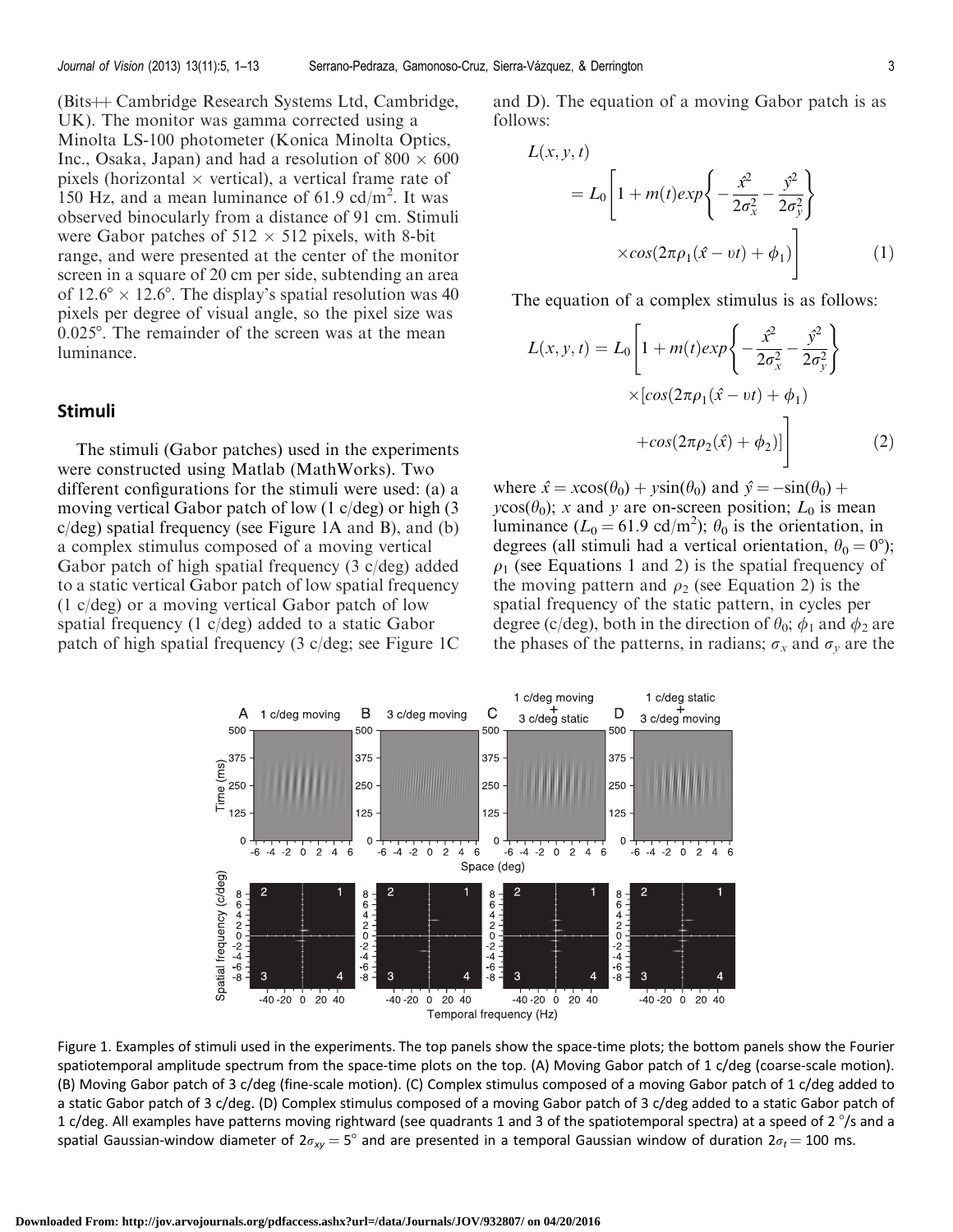(Bits++ Cambridge Research Systems Ltd, Cambridge, UK). The monitor was gamma corrected using a Minolta LS-100 photometer (Konica Minolta Optics, Inc., Osaka, Japan) and had a resolution of 800 × 600 pixels (horizontal × vertical), a vertical frame rate of 150 Hz, and a mean luminance of 61.9 cd/m$^2$. It was observed binocularly from a distance of 91 cm. Stimuli were Gabor patches of 512 × 512 pixels, with 8-bit range, and were presented at the center of the monitor screen in a square of 20 cm per side, subtending an area of 12.6° × 12.6°. The display's spatial resolution was 40 pixels per degree of visual angle, so the pixel size was 0.025°. The remainder of the screen was at the mean luminance.

## Stimuli

The stimuli (Gabor patches) used in the experiments were constructed using Matlab (MathWorks). Two different configurations for the stimuli were used: (a) a moving vertical Gabor patch of low (1 c/deg) or high (3 c/deg) spatial frequency (see Figure 1A and B), and (b) a complex stimulus composed of a moving vertical Gabor patch of high spatial frequency (3 c/deg) added to a static vertical Gabor patch of low spatial frequency (1 c/deg) or a moving vertical Gabor patch of low spatial frequency (1 c/deg) added to a static Gabor patch of high spatial frequency (3 c/deg; see Figure 1C and D). The equation of a moving Gabor patch is as follows:

$$L(x,y,t) = L_0\left[1 + m(t)exp\left\{-\frac{\hat{x}^2}{2\sigma_x^2} - \frac{\hat{y}^2}{2\sigma_y^2}\right\} \times cos(2\pi\rho_1(\hat{x} - \upsilon t) + \phi_1)\right] \quad (1)$$

The equation of a complex stimulus is as follows:

$$L(x,y,t) = L_0\left[1 + m(t)exp\left\{-\frac{\hat{x}^2}{2\sigma_x^2} - \frac{\hat{y}^2}{2\sigma_y^2}\right\} \times [cos(2\pi\rho_1(\hat{x} - \upsilon t) + \phi_1) + cos(2\pi\rho_2(\hat{x}) + \phi_2)]\right] \quad (2)$$

where $\hat{x} = x\cos(\theta_0) + y\sin(\theta_0)$ and $\hat{y} = -\sin(\theta_0) + y\cos(\theta_0)$; $x$ and $y$ are on-screen position; $L_0$ is mean luminance ($L_0 = 61.9$ cd/m$^2$); $\theta_0$ is the orientation, in degrees (all stimuli had a vertical orientation, $\theta_0 = 0°$); $\rho_1$ (see Equations 1 and 2) is the spatial frequency of the moving pattern and $\rho_2$ (see Equation 2) is the spatial frequency of the static pattern, in cycles per degree (c/deg), both in the direction of $\theta_0$; $\phi_1$ and $\phi_2$ are the phases of the patterns, in radians; $\sigma_x$ and $\sigma_y$ are the

A 1 c/deg moving
B 3 c/deg moving
C 1 c/deg moving + 3 c/deg static
D 1 c/deg static + 3 c/deg moving
Time (ms)
Space (deg)
Spatial frequency (c/deg)
Temporal frequency (Hz)

Figure 1. Examples of stimuli used in the experiments. The top panels show the space-time plots; the bottom panels show the Fourier spatiotemporal amplitude spectrum from the space-time plots on the top. (A) Moving Gabor patch of 1 c/deg (coarse-scale motion). (B) Moving Gabor patch of 3 c/deg (fine-scale motion). (C) Complex stimulus composed of a moving Gabor patch of 1 c/deg added to a static Gabor patch of 3 c/deg. (D) Complex stimulus composed of a moving Gabor patch of 3 c/deg added to a static Gabor patch of 1 c/deg. All examples have patterns moving rightward (see quadrants 1 and 3 of the spatiotemporal spectra) at a speed of 2 °/s and a spatial Gaussian-window diameter of $2\sigma_{xy} = 5°$ and are presented in a temporal Gaussian window of duration $2\sigma_t = 100$ ms.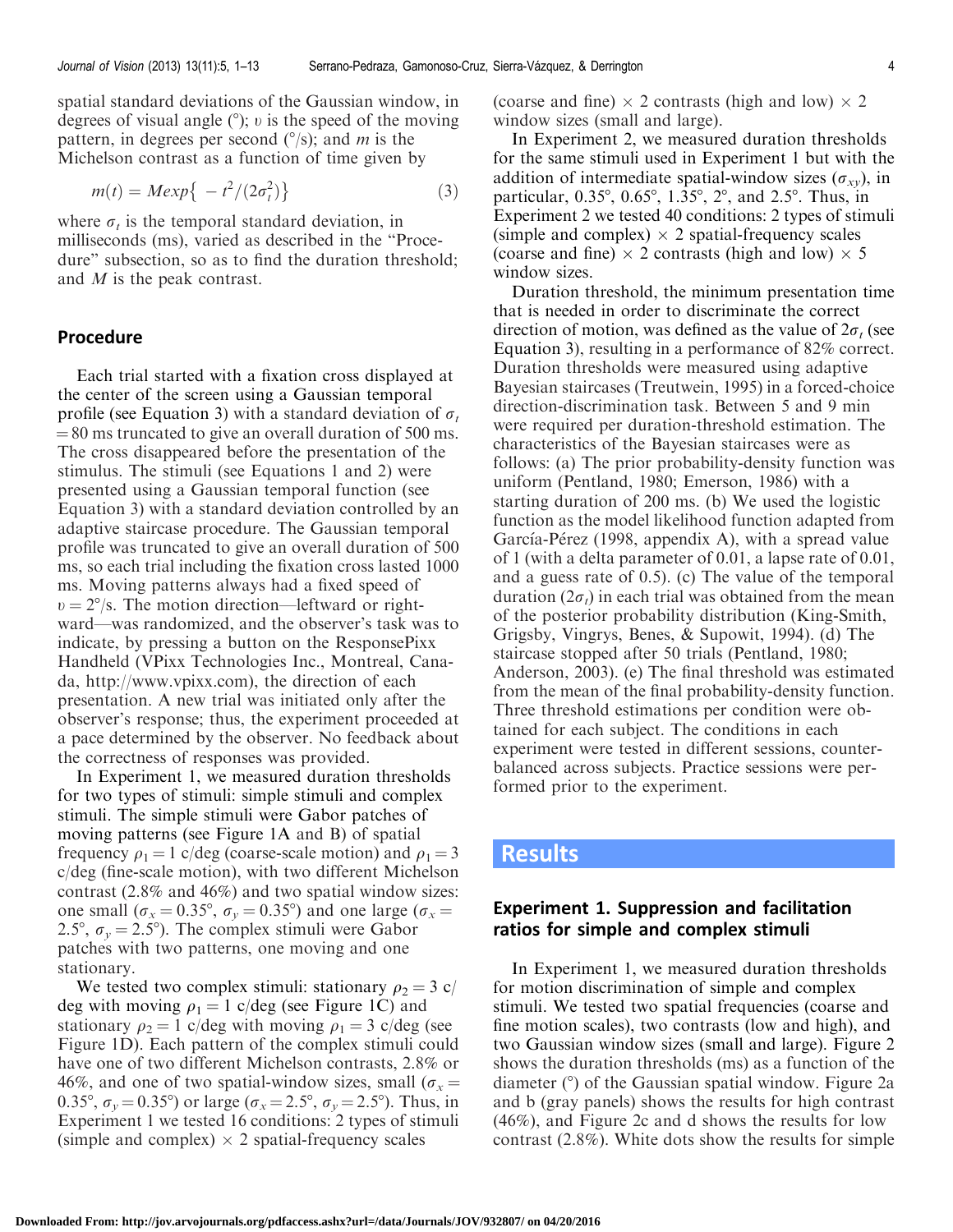spatial standard deviations of the Gaussian window, in degrees of visual angle (°); $\upsilon$ is the speed of the moving pattern, in degrees per second (°/s); and $m$ is the Michelson contrast as a function of time given by

$$m(t) = M exp\{-t^2/(2\sigma_t^2)\} \tag{3}$$

where $\sigma_t$ is the temporal standard deviation, in milliseconds (ms), varied as described in the "Procedure" subsection, so as to find the duration threshold; and $M$ is the peak contrast.

### Procedure

Each trial started with a fixation cross displayed at the center of the screen using a Gaussian temporal profile (see Equation 3) with a standard deviation of $\sigma_t = 80$ ms truncated to give an overall duration of 500 ms. The cross disappeared before the presentation of the stimulus. The stimuli (see Equations 1 and 2) were presented using a Gaussian temporal function (see Equation 3) with a standard deviation controlled by an adaptive staircase procedure. The Gaussian temporal profile was truncated to give an overall duration of 500 ms, so each trial including the fixation cross lasted 1000 ms. Moving patterns always had a fixed speed of $\upsilon = 2$°/s. The motion direction—leftward or rightward—was randomized, and the observer's task was to indicate, by pressing a button on the ResponsePixx Handheld (VPixx Technologies Inc., Montreal, Canada, http://www.vpixx.com), the direction of each presentation. A new trial was initiated only after the observer's response; thus, the experiment proceeded at a pace determined by the observer. No feedback about the correctness of responses was provided.

In Experiment 1, we measured duration thresholds for two types of stimuli: simple stimuli and complex stimuli. The simple stimuli were Gabor patches of moving patterns (see Figure 1A and B) of spatial frequency $\rho_1 = 1$ c/deg (coarse-scale motion) and $\rho_1 = 3$ c/deg (fine-scale motion), with two different Michelson contrast (2.8% and 46%) and two spatial window sizes: one small ($\sigma_x = 0.35$°, $\sigma_y = 0.35$°) and one large ($\sigma_x = 2.5$°, $\sigma_y = 2.5$°). The complex stimuli were Gabor patches with two patterns, one moving and one stationary.

We tested two complex stimuli: stationary $\rho_2 = 3$ c/deg with moving $\rho_1 = 1$ c/deg (see Figure 1C) and stationary $\rho_2 = 1$ c/deg with moving $\rho_1 = 3$ c/deg (see Figure 1D). Each pattern of the complex stimuli could have one of two different Michelson contrasts, 2.8% or 46%, and one of two spatial-window sizes, small ($\sigma_x = 0.35$°, $\sigma_y = 0.35$°) or large ($\sigma_x = 2.5$°, $\sigma_y = 2.5$°). Thus, in Experiment 1 we tested 16 conditions: 2 types of stimuli (simple and complex) × 2 spatial-frequency scales (coarse and fine) × 2 contrasts (high and low) × 2 window sizes (small and large).

In Experiment 2, we measured duration thresholds for the same stimuli used in Experiment 1 but with the addition of intermediate spatial-window sizes ($\sigma_{xy}$), in particular, 0.35°, 0.65°, 1.35°, 2°, and 2.5°. Thus, in Experiment 2 we tested 40 conditions: 2 types of stimuli (simple and complex) × 2 spatial-frequency scales (coarse and fine) × 2 contrasts (high and low) × 5 window sizes.

Duration threshold, the minimum presentation time that is needed in order to discriminate the correct direction of motion, was defined as the value of $2\sigma_t$ (see Equation 3), resulting in a performance of 82% correct. Duration thresholds were measured using adaptive Bayesian staircases (Treutwein, 1995) in a forced-choice direction-discrimination task. Between 5 and 9 min were required per duration-threshold estimation. The characteristics of the Bayesian staircases were as follows: (a) The prior probability-density function was uniform (Pentland, 1980; Emerson, 1986) with a starting duration of 200 ms. (b) We used the logistic function as the model likelihood function adapted from García-Pérez (1998, appendix A), with a spread value of 1 (with a delta parameter of 0.01, a lapse rate of 0.01, and a guess rate of 0.5). (c) The value of the temporal duration ($2\sigma_t$) in each trial was obtained from the mean of the posterior probability distribution (King-Smith, Grigsby, Vingrys, Benes, & Supowit, 1994). (d) The staircase stopped after 50 trials (Pentland, 1980; Anderson, 2003). (e) The final threshold was estimated from the mean of the final probability-density function. Three threshold estimations per condition were obtained for each subject. The conditions in each experiment were tested in different sessions, counterbalanced across subjects. Practice sessions were performed prior to the experiment.

## Results

### Experiment 1. Suppression and facilitation ratios for simple and complex stimuli

In Experiment 1, we measured duration thresholds for motion discrimination of simple and complex stimuli. We tested two spatial frequencies (coarse and fine motion scales), two contrasts (low and high), and two Gaussian window sizes (small and large). Figure 2 shows the duration thresholds (ms) as a function of the diameter (°) of the Gaussian spatial window. Figure 2a and b (gray panels) shows the results for high contrast (46%), and Figure 2c and d shows the results for low contrast (2.8%). White dots show the results for simple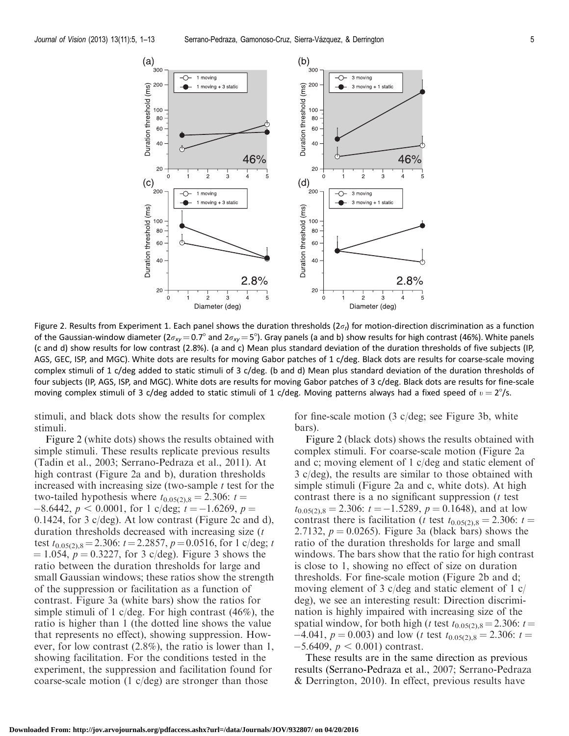(a)

Duration threshold (ms)

300
200
100
80
60
40
20

1 moving
1 moving + 3 static

46%

0 1 2 3 4 5

(b)

300
200
100
80
60
40
20

3 moving
3 moving + 1 static

46%

0 1 2 3 4 5

(c)

Duration threshold (ms)

200
100
80
60
40
20

1 moving
1 moving + 3 static

2.8%

0 1 2 3 4 5

Diameter (deg)

(d)

200
100
80
60
40
20

3 moving
3 moving + 1 static

2.8%

0 1 2 3 4 5

Diameter (deg)

Figure 2. Results from Experiment 1. Each panel shows the duration thresholds ($2\sigma_t$) for motion-direction discrimination as a function of the Gaussian-window diameter ($2\sigma_{xy} = 0.7°$ and $2\sigma_{xy} = 5°$). Gray panels (a and b) show results for high contrast (46%). White panels (c and d) show results for low contrast (2.8%). (a and c) Mean plus standard deviation of the duration thresholds of five subjects (IP, AGS, GEC, ISP, and MGC). White dots are results for moving Gabor patches of 1 c/deg. Black dots are results for coarse-scale moving complex stimuli of 1 c/deg added to static stimuli of 3 c/deg. (b and d) Mean plus standard deviation of the duration thresholds of four subjects (IP, AGS, ISP, and MGC). White dots are results for moving Gabor patches of 3 c/deg. Black dots are results for fine-scale moving complex stimuli of 3 c/deg added to static stimuli of 1 c/deg. Moving patterns always had a fixed speed of $v = 2°$/s.

stimuli, and black dots show the results for complex stimuli.

Figure 2 (white dots) shows the results obtained with simple stimuli. These results replicate previous results (Tadin et al., 2003; Serrano-Pedraza et al., 2011). At high contrast (Figure 2a and b), duration thresholds increased with increasing size (two-sample $t$ test for the two-tailed hypothesis where $t_{0.05(2),8} = 2.306$: $t = -8.6442$, $p < 0.0001$, for 1 c/deg; $t = -1.6269$, $p = 0.1424$, for 3 c/deg). At low contrast (Figure 2c and d), duration thresholds decreased with increasing size ($t$ test $t_{0.05(2),8} = 2.306$: $t = 2.2857$, $p = 0.0516$, for 1 c/deg; $t = 1.054$, $p = 0.3227$, for 3 c/deg). Figure 3 shows the ratio between the duration thresholds for large and small Gaussian windows; these ratios show the strength of the suppression or facilitation as a function of contrast. Figure 3a (white bars) show the ratios for simple stimuli of 1 c/deg. For high contrast (46%), the ratio is higher than 1 (the dotted line shows the value that represents no effect), showing suppression. However, for low contrast (2.8%), the ratio is lower than 1, showing facilitation. For the conditions tested in the experiment, the suppression and facilitation found for coarse-scale motion (1 c/deg) are stronger than those for fine-scale motion (3 c/deg; see Figure 3b, white bars).

Figure 2 (black dots) shows the results obtained with complex stimuli. For coarse-scale motion (Figure 2a and c; moving element of 1 c/deg and static element of 3 c/deg), the results are similar to those obtained with simple stimuli (Figure 2a and c, white dots). At high contrast there is a no significant suppression ($t$ test $t_{0.05(2),8} = 2.306$: $t = -1.5289$, $p = 0.1648$), and at low contrast there is facilitation ($t$ test $t_{0.05(2),8} = 2.306$: $t = 2.7132$, $p = 0.0265$). Figure 3a (black bars) shows the ratio of the duration thresholds for large and small windows. The bars show that the ratio for high contrast is close to 1, showing no effect of size on duration thresholds. For fine-scale motion (Figure 2b and d; moving element of 3 c/deg and static element of 1 c/deg), we see an interesting result: Direction discrimination is highly impaired with increasing size of the spatial window, for both high ($t$ test $t_{0.05(2),8} = 2.306$: $t = -4.041$, $p = 0.003$) and low ($t$ test $t_{0.05(2),8} = 2.306$: $t = -5.6409$, $p < 0.001$) contrast.

These results are in the same direction as previous results (Serrano-Pedraza et al., 2007; Serrano-Pedraza & Derrington, 2010). In effect, previous results have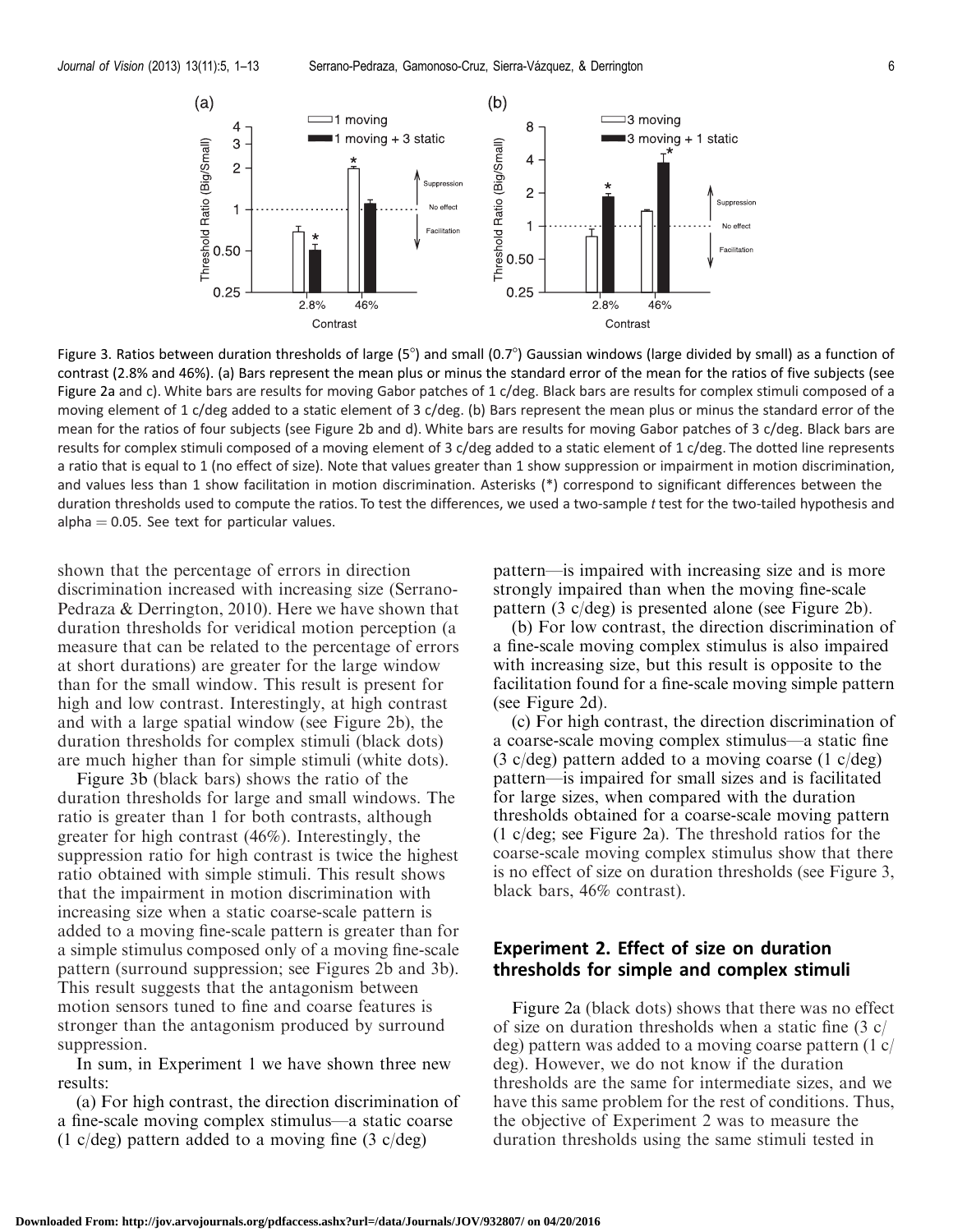(a)

Threshold Ratio (Big/Small)

4
3
2
1
0.50
0.25

1 moving
1 moving + 3 static

Suppression
No effect
Facilitation

2.8%
46%

Contrast

(b)

Threshold Ratio (Big/Small)

8
4
2
1
0.50
0.25

3 moving
3 moving + 1 static

Suppression
No effect
Facilitation

2.8%
46%

Contrast

Figure 3. Ratios between duration thresholds of large (5°) and small (0.7°) Gaussian windows (large divided by small) as a function of contrast (2.8% and 46%). (a) Bars represent the mean plus or minus the standard error of the mean for the ratios of five subjects (see Figure 2a and c). White bars are results for moving Gabor patches of 1 c/deg. Black bars are results for complex stimuli composed of a moving element of 1 c/deg added to a static element of 3 c/deg. (b) Bars represent the mean plus or minus the standard error of the mean for the ratios of four subjects (see Figure 2b and d). White bars are results for moving Gabor patches of 3 c/deg. Black bars are results for complex stimuli composed of a moving element of 3 c/deg added to a static element of 1 c/deg. The dotted line represents a ratio that is equal to 1 (no effect of size). Note that values greater than 1 show suppression or impairment in motion discrimination, and values less than 1 show facilitation in motion discrimination. Asterisks (*) correspond to significant differences between the duration thresholds used to compute the ratios. To test the differences, we used a two-sample *t* test for the two-tailed hypothesis and alpha = 0.05. See text for particular values.

shown that the percentage of errors in direction discrimination increased with increasing size (Serrano-Pedraza & Derrington, 2010). Here we have shown that duration thresholds for veridical motion perception (a measure that can be related to the percentage of errors at short durations) are greater for the large window than for the small window. This result is present for high and low contrast. Interestingly, at high contrast and with a large spatial window (see Figure 2b), the duration thresholds for complex stimuli (black dots) are much higher than for simple stimuli (white dots).

Figure 3b (black bars) shows the ratio of the duration thresholds for large and small windows. The ratio is greater than 1 for both contrasts, although greater for high contrast (46%). Interestingly, the suppression ratio for high contrast is twice the highest ratio obtained with simple stimuli. This result shows that the impairment in motion discrimination with increasing size when a static coarse-scale pattern is added to a moving fine-scale pattern is greater than for a simple stimulus composed only of a moving fine-scale pattern (surround suppression; see Figures 2b and 3b). This result suggests that the antagonism between motion sensors tuned to fine and coarse features is stronger than the antagonism produced by surround suppression.

In sum, in Experiment 1 we have shown three new results:

(a) For high contrast, the direction discrimination of a fine-scale moving complex stimulus—a static coarse (1 c/deg) pattern added to a moving fine (3 c/deg) pattern—is impaired with increasing size and is more strongly impaired than when the moving fine-scale pattern (3 c/deg) is presented alone (see Figure 2b).

(b) For low contrast, the direction discrimination of a fine-scale moving complex stimulus is also impaired with increasing size, but this result is opposite to the facilitation found for a fine-scale moving simple pattern (see Figure 2d).

(c) For high contrast, the direction discrimination of a coarse-scale moving complex stimulus—a static fine (3 c/deg) pattern added to a moving coarse (1 c/deg) pattern—is impaired for small sizes and is facilitated for large sizes, when compared with the duration thresholds obtained for a coarse-scale moving pattern (1 c/deg; see Figure 2a). The threshold ratios for the coarse-scale moving complex stimulus show that there is no effect of size on duration thresholds (see Figure 3, black bars, 46% contrast).

## Experiment 2. Effect of size on duration thresholds for simple and complex stimuli

Figure 2a (black dots) shows that there was no effect of size on duration thresholds when a static fine (3 c/deg) pattern was added to a moving coarse pattern (1 c/deg). However, we do not know if the duration thresholds are the same for intermediate sizes, and we have this same problem for the rest of conditions. Thus, the objective of Experiment 2 was to measure the duration thresholds using the same stimuli tested in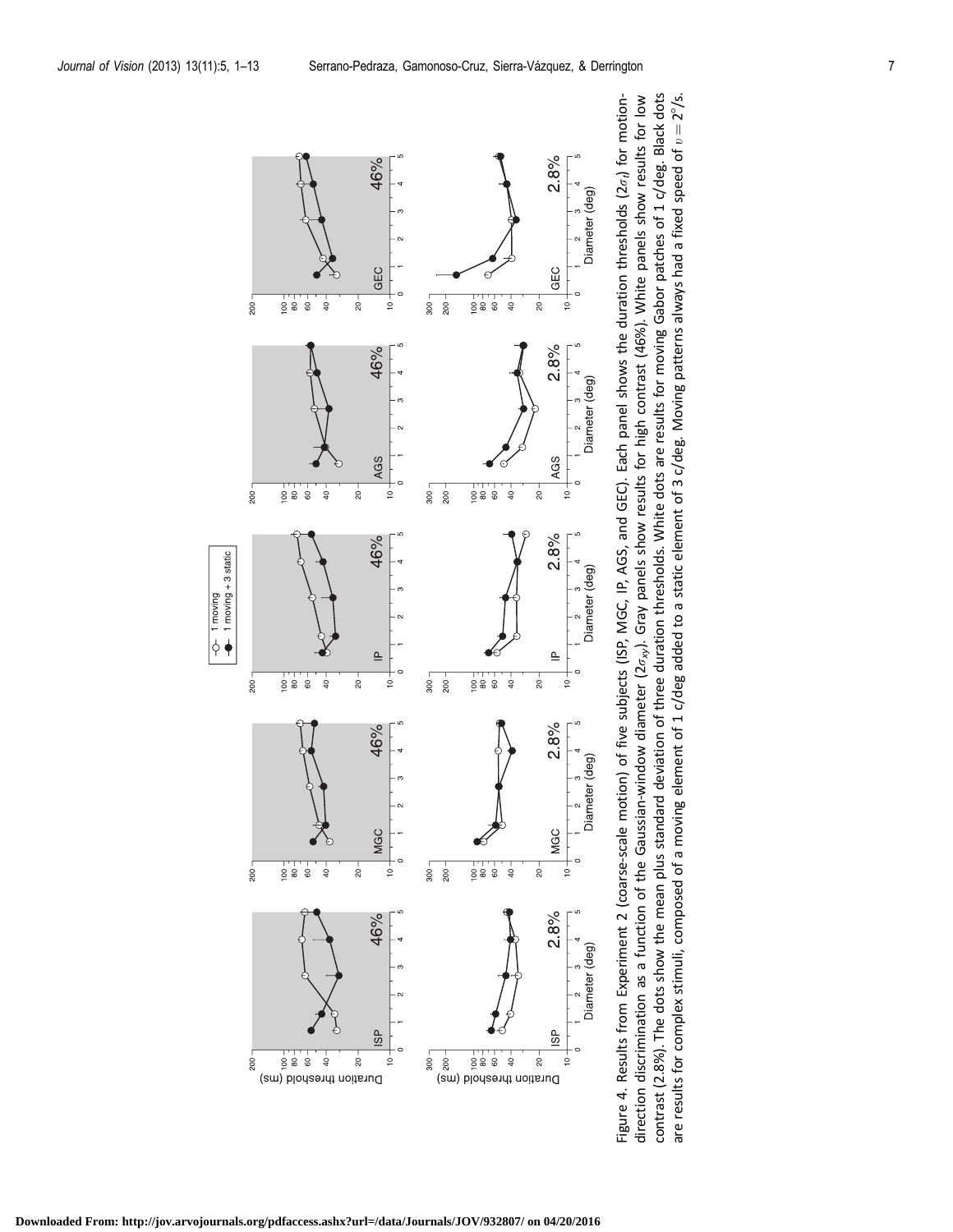1 moving
1 moving + 3 static

Duration threshold (ms)

ISP 46%
MGC 46%
IP 46%
AGS 46%
GEC 46%

ISP 2.8%
MGC 2.8%
IP 2.8%
AGS 2.8%
GEC 2.8%

Diameter (deg)

Figure 4. Results from Experiment 2 (coarse-scale motion) of five subjects (ISP, MGC, IP, AGS, and GEC). Each panel shows the duration thresholds ($2\sigma_t$) for motion-direction discrimination as a function of the Gaussian-window diameter ($2\sigma_{xy}$). Gray panels show results for high contrast (46%). White panels show results for low contrast (2.8%). The dots show the mean plus standard deviation of three duration thresholds. White dots are results for moving Gabor patches of 1 c/deg. Black dots are results for complex stimuli, composed of a moving element of 1 c/deg added to a static element of 3 c/deg. Moving patterns always had a fixed speed of $v = 2°/\text{s}$.

Downloaded From: http://jov.arvojournals.org/pdfaccess.ashx?url=/data/Journals/JOV/932807/ on 04/20/2016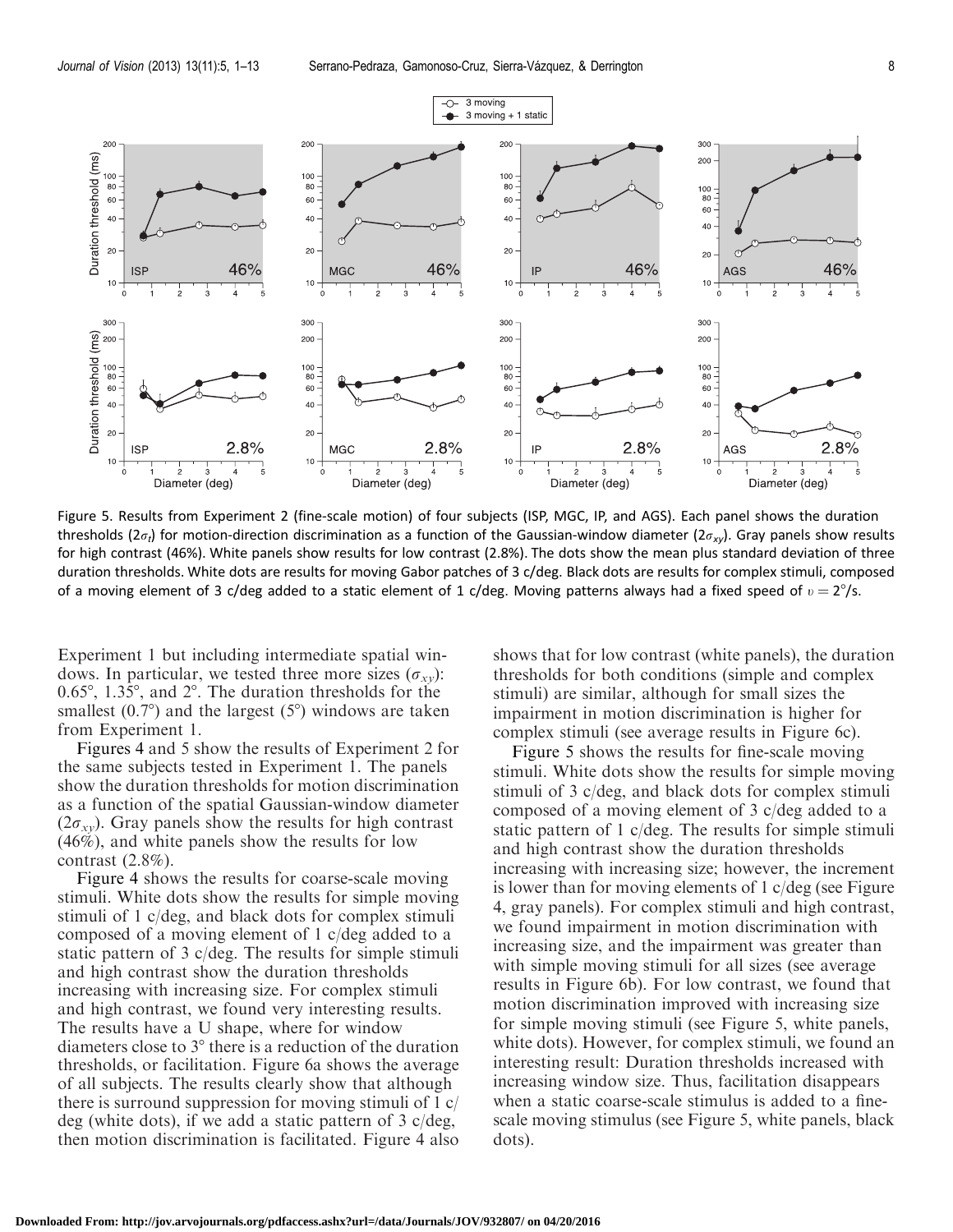-○- 3 moving
-●- 3 moving + 1 static

Duration threshold (ms)

ISP 46%

MGC 46%

IP 46%

AGS 46%

ISP 2.8%

MGC 2.8%

IP 2.8%

AGS 2.8%

Diameter (deg)

Figure 5. Results from Experiment 2 (fine-scale motion) of four subjects (ISP, MGC, IP, and AGS). Each panel shows the duration thresholds ($2\sigma_t$) for motion-direction discrimination as a function of the Gaussian-window diameter ($2\sigma_{xy}$). Gray panels show results for high contrast (46%). White panels show results for low contrast (2.8%). The dots show the mean plus standard deviation of three duration thresholds. White dots are results for moving Gabor patches of 3 c/deg. Black dots are results for complex stimuli, composed of a moving element of 3 c/deg added to a static element of 1 c/deg. Moving patterns always had a fixed speed of $v = 2°$/s.

Experiment 1 but including intermediate spatial windows. In particular, we tested three more sizes ($\sigma_{xy}$): 0.65°, 1.35°, and 2°. The duration thresholds for the smallest (0.7°) and the largest (5°) windows are taken from Experiment 1.

Figures 4 and 5 show the results of Experiment 2 for the same subjects tested in Experiment 1. The panels show the duration thresholds for motion discrimination as a function of the spatial Gaussian-window diameter ($2\sigma_{xy}$). Gray panels show the results for high contrast (46%), and white panels show the results for low contrast (2.8%).

Figure 4 shows the results for coarse-scale moving stimuli. White dots show the results for simple moving stimuli of 1 c/deg, and black dots for complex stimuli composed of a moving element of 1 c/deg added to a static pattern of 3 c/deg. The results for simple stimuli and high contrast show the duration thresholds increasing with increasing size. For complex stimuli and high contrast, we found very interesting results. The results have a U shape, where for window diameters close to 3° there is a reduction of the duration thresholds, or facilitation. Figure 6a shows the average of all subjects. The results clearly show that although there is surround suppression for moving stimuli of 1 c/deg (white dots), if we add a static pattern of 3 c/deg, then motion discrimination is facilitated. Figure 4 also shows that for low contrast (white panels), the duration thresholds for both conditions (simple and complex stimuli) are similar, although for small sizes the impairment in motion discrimination is higher for complex stimuli (see average results in Figure 6c).

Figure 5 shows the results for fine-scale moving stimuli. White dots show the results for simple moving stimuli of 3 c/deg, and black dots for complex stimuli composed of a moving element of 3 c/deg added to a static pattern of 1 c/deg. The results for simple stimuli and high contrast show the duration thresholds increasing with increasing size; however, the increment is lower than for moving elements of 1 c/deg (see Figure 4, gray panels). For complex stimuli and high contrast, we found impairment in motion discrimination with increasing size, and the impairment was greater than with simple moving stimuli for all sizes (see average results in Figure 6b). For low contrast, we found that motion discrimination improved with increasing size for simple moving stimuli (see Figure 5, white panels, white dots). However, for complex stimuli, we found an interesting result: Duration thresholds increased with increasing window size. Thus, facilitation disappears when a static coarse-scale stimulus is added to a fine-scale moving stimulus (see Figure 5, white panels, black dots).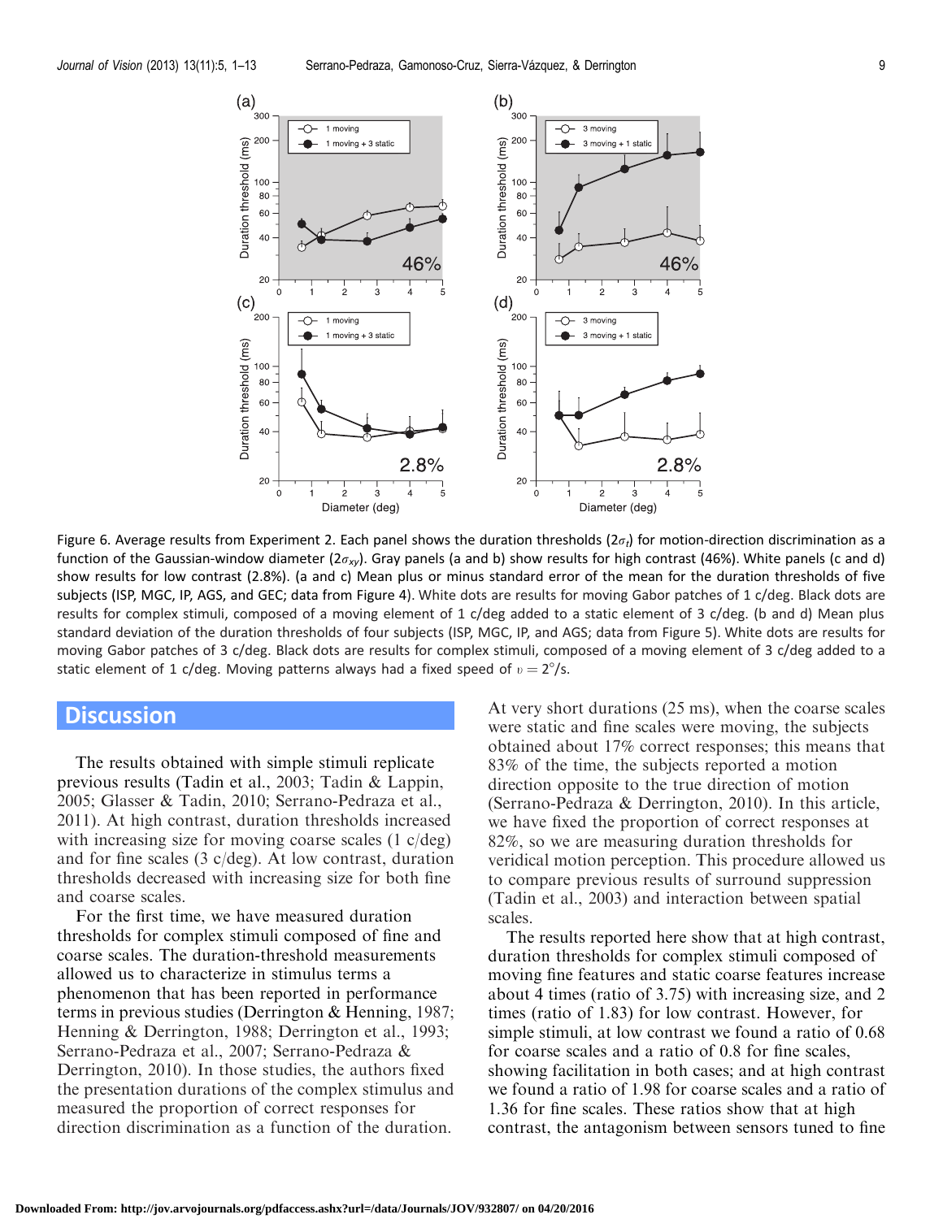(a)

Duration threshold (ms)

300
200
100
80
60
40
20

1 moving
1 moving + 3 static

46%

0 1 2 3 4 5

(b)

300
200
100
80
60
40
20

3 moving
3 moving + 1 static

46%

0 1 2 3 4 5

(c)

Duration threshold (ms)

200
100
80
60
40
20

1 moving
1 moving + 3 static

2.8%

0 1 2 3 4 5

Diameter (deg)

(d)

200
100
80
60
40
20

3 moving
3 moving + 1 static

2.8%

0 1 2 3 4 5

Diameter (deg)

Figure 6. Average results from Experiment 2. Each panel shows the duration thresholds ($2\sigma_t$) for motion-direction discrimination as a function of the Gaussian-window diameter ($2\sigma_{xy}$). Gray panels (a and b) show results for high contrast (46%). White panels (c and d) show results for low contrast (2.8%). (a and c) Mean plus or minus standard error of the mean for the duration thresholds of five subjects (ISP, MGC, IP, AGS, and GEC; data from Figure 4). White dots are results for moving Gabor patches of 1 c/deg. Black dots are results for complex stimuli, composed of a moving element of 1 c/deg added to a static element of 3 c/deg. (b and d) Mean plus standard deviation of the duration thresholds of four subjects (ISP, MGC, IP, and AGS; data from Figure 5). White dots are results for moving Gabor patches of 3 c/deg. Black dots are results for complex stimuli, composed of a moving element of 3 c/deg added to a static element of 1 c/deg. Moving patterns always had a fixed speed of $v = 2°/\text{s}$.

## Discussion

The results obtained with simple stimuli replicate previous results (Tadin et al., 2003; Tadin & Lappin, 2005; Glasser & Tadin, 2010; Serrano-Pedraza et al., 2011). At high contrast, duration thresholds increased with increasing size for moving coarse scales (1 c/deg) and for fine scales (3 c/deg). At low contrast, duration thresholds decreased with increasing size for both fine and coarse scales.

For the first time, we have measured duration thresholds for complex stimuli composed of fine and coarse scales. The duration-threshold measurements allowed us to characterize in stimulus terms a phenomenon that has been reported in performance terms in previous studies (Derrington & Henning, 1987; Henning & Derrington, 1988; Derrington et al., 1993; Serrano-Pedraza et al., 2007; Serrano-Pedraza & Derrington, 2010). In those studies, the authors fixed the presentation durations of the complex stimulus and measured the proportion of correct responses for direction discrimination as a function of the duration. At very short durations (25 ms), when the coarse scales were static and fine scales were moving, the subjects obtained about 17% correct responses; this means that 83% of the time, the subjects reported a motion direction opposite to the true direction of motion (Serrano-Pedraza & Derrington, 2010). In this article, we have fixed the proportion of correct responses at 82%, so we are measuring duration thresholds for veridical motion perception. This procedure allowed us to compare previous results of surround suppression (Tadin et al., 2003) and interaction between spatial scales.

The results reported here show that at high contrast, duration thresholds for complex stimuli composed of moving fine features and static coarse features increase about 4 times (ratio of 3.75) with increasing size, and 2 times (ratio of 1.83) for low contrast. However, for simple stimuli, at low contrast we found a ratio of 0.68 for coarse scales and a ratio of 0.8 for fine scales, showing facilitation in both cases; and at high contrast we found a ratio of 1.98 for coarse scales and a ratio of 1.36 for fine scales. These ratios show that at high contrast, the antagonism between sensors tuned to fine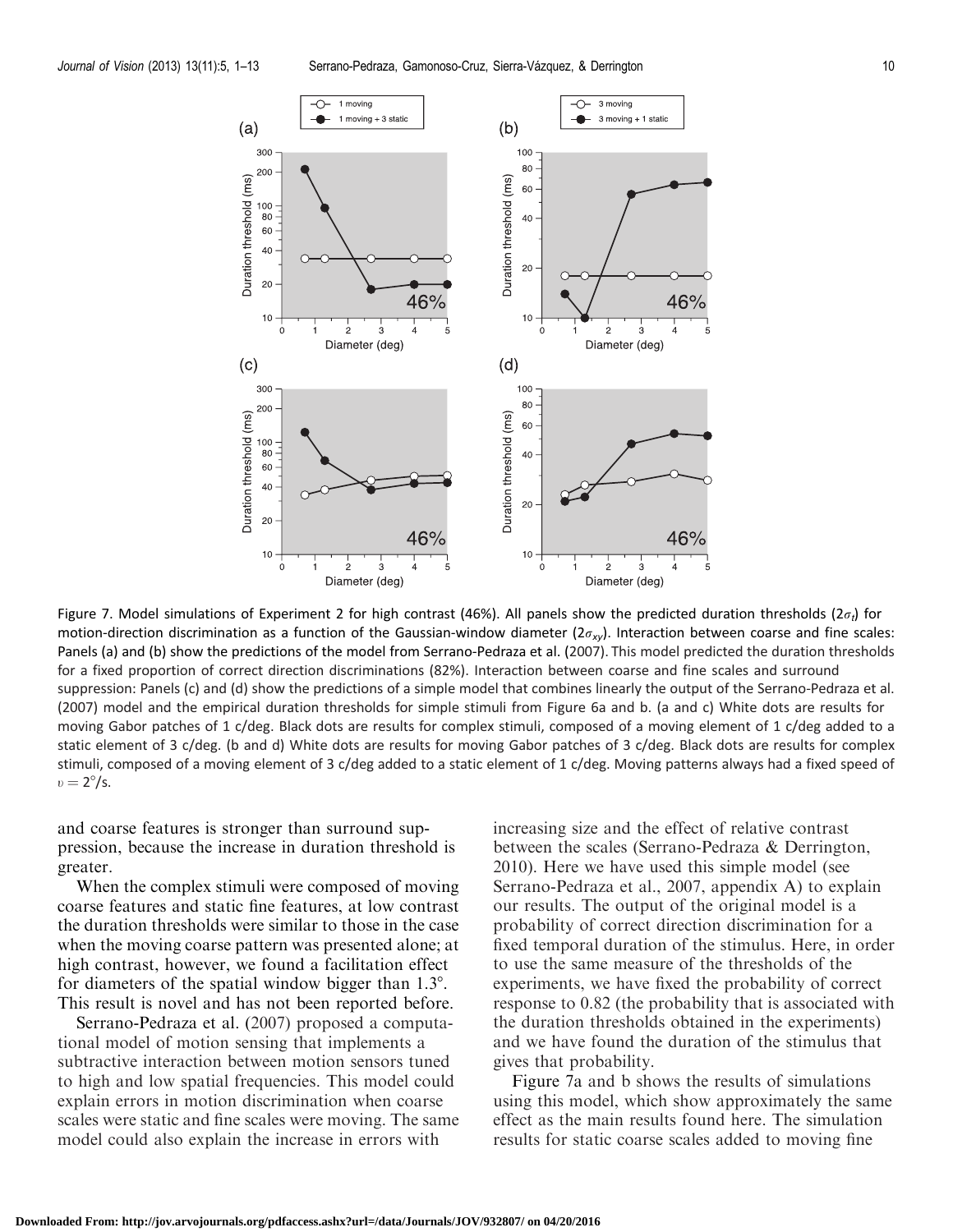(a)

1 moving

1 moving + 3 static

Duration threshold (ms)

300
200
100
80
60
40
20
10

46%

0 1 2 3 4 5

Diameter (deg)

(b)

3 moving

3 moving + 1 static

Duration threshold (ms)

100
80
60
40
20
10

46%

0 1 2 3 4 5

Diameter (deg)

(c)

Duration threshold (ms)

300
200
100
80
60
40
20
10

46%

0 1 2 3 4 5

Diameter (deg)

(d)

Duration threshold (ms)

100
80
60
40
20
10

46%

0 1 2 3 4 5

Diameter (deg)

Figure 7. Model simulations of Experiment 2 for high contrast (46%). All panels show the predicted duration thresholds ($2\sigma_t$) for motion-direction discrimination as a function of the Gaussian-window diameter ($2\sigma_{xy}$). Interaction between coarse and fine scales: Panels (a) and (b) show the predictions of the model from Serrano-Pedraza et al. (2007). This model predicted the duration thresholds for a fixed proportion of correct direction discriminations (82%). Interaction between coarse and fine scales and surround suppression: Panels (c) and (d) show the predictions of a simple model that combines linearly the output of the Serrano-Pedraza et al. (2007) model and the empirical duration thresholds for simple stimuli from Figure 6a and b. (a and c) White dots are results for moving Gabor patches of 1 c/deg. Black dots are results for complex stimuli, composed of a moving element of 1 c/deg added to a static element of 3 c/deg. (b and d) White dots are results for moving Gabor patches of 3 c/deg. Black dots are results for complex stimuli, composed of a moving element of 3 c/deg added to a static element of 1 c/deg. Moving patterns always had a fixed speed of $\upsilon = 2°/s$.

and coarse features is stronger than surround suppression, because the increase in duration threshold is greater.

When the complex stimuli were composed of moving coarse features and static fine features, at low contrast the duration thresholds were similar to those in the case when the moving coarse pattern was presented alone; at high contrast, however, we found a facilitation effect for diameters of the spatial window bigger than 1.3°. This result is novel and has not been reported before.

Serrano-Pedraza et al. (2007) proposed a computational model of motion sensing that implements a subtractive interaction between motion sensors tuned to high and low spatial frequencies. This model could explain errors in motion discrimination when coarse scales were static and fine scales were moving. The same model could also explain the increase in errors with increasing size and the effect of relative contrast between the scales (Serrano-Pedraza & Derrington, 2010). Here we have used this simple model (see Serrano-Pedraza et al., 2007, appendix A) to explain our results. The output of the original model is a probability of correct direction discrimination for a fixed temporal duration of the stimulus. Here, in order to use the same measure of the thresholds of the experiments, we have fixed the probability of correct response to 0.82 (the probability that is associated with the duration thresholds obtained in the experiments) and we have found the duration of the stimulus that gives that probability.

Figure 7a and b shows the results of simulations using this model, which show approximately the same effect as the main results found here. The simulation results for static coarse scales added to moving fine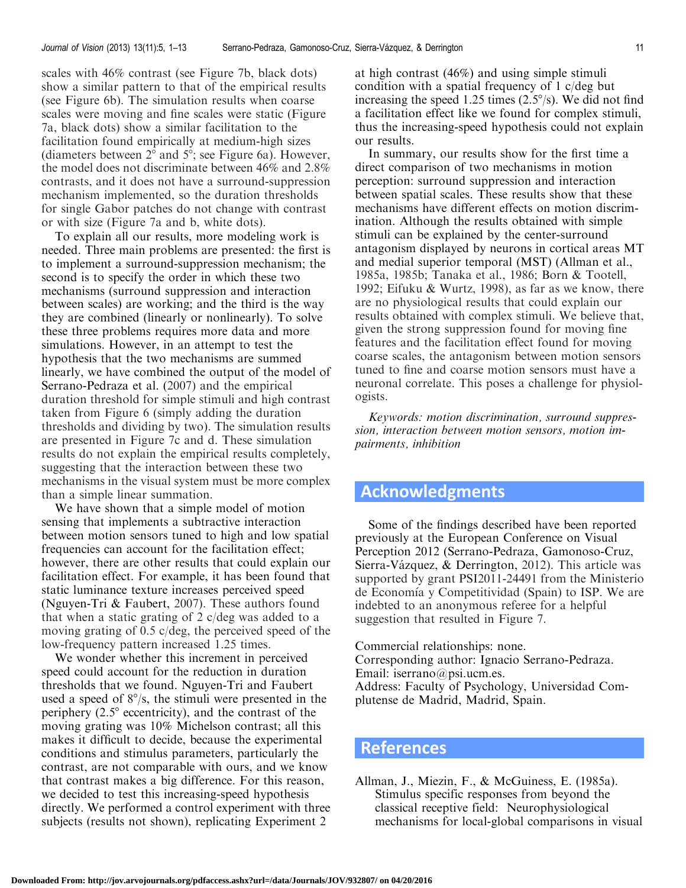scales with 46% contrast (see Figure 7b, black dots) show a similar pattern to that of the empirical results (see Figure 6b). The simulation results when coarse scales were moving and fine scales were static (Figure 7a, black dots) show a similar facilitation to the facilitation found empirically at medium-high sizes (diameters between 2° and 5°; see Figure 6a). However, the model does not discriminate between 46% and 2.8% contrasts, and it does not have a surround-suppression mechanism implemented, so the duration thresholds for single Gabor patches do not change with contrast or with size (Figure 7a and b, white dots).

To explain all our results, more modeling work is needed. Three main problems are presented: the first is to implement a surround-suppression mechanism; the second is to specify the order in which these two mechanisms (surround suppression and interaction between scales) are working; and the third is the way they are combined (linearly or nonlinearly). To solve these three problems requires more data and more simulations. However, in an attempt to test the hypothesis that the two mechanisms are summed linearly, we have combined the output of the model of Serrano-Pedraza et al. (2007) and the empirical duration threshold for simple stimuli and high contrast taken from Figure 6 (simply adding the duration thresholds and dividing by two). The simulation results are presented in Figure 7c and d. These simulation results do not explain the empirical results completely, suggesting that the interaction between these two mechanisms in the visual system must be more complex than a simple linear summation.

We have shown that a simple model of motion sensing that implements a subtractive interaction between motion sensors tuned to high and low spatial frequencies can account for the facilitation effect; however, there are other results that could explain our facilitation effect. For example, it has been found that static luminance texture increases perceived speed (Nguyen-Tri & Faubert, 2007). These authors found that when a static grating of 2 c/deg was added to a moving grating of 0.5 c/deg, the perceived speed of the low-frequency pattern increased 1.25 times.

We wonder whether this increment in perceived speed could account for the reduction in duration thresholds that we found. Nguyen-Tri and Faubert used a speed of 8°/s, the stimuli were presented in the periphery (2.5° eccentricity), and the contrast of the moving grating was 10% Michelson contrast; all this makes it difficult to decide, because the experimental conditions and stimulus parameters, particularly the contrast, are not comparable with ours, and we know that contrast makes a big difference. For this reason, we decided to test this increasing-speed hypothesis directly. We performed a control experiment with three subjects (results not shown), replicating Experiment 2 at high contrast (46%) and using simple stimuli condition with a spatial frequency of 1 c/deg but increasing the speed 1.25 times (2.5°/s). We did not find a facilitation effect like we found for complex stimuli, thus the increasing-speed hypothesis could not explain our results.

In summary, our results show for the first time a direct comparison of two mechanisms in motion perception: surround suppression and interaction between spatial scales. These results show that these mechanisms have different effects on motion discrimination. Although the results obtained with simple stimuli can be explained by the center-surround antagonism displayed by neurons in cortical areas MT and medial superior temporal (MST) (Allman et al., 1985a, 1985b; Tanaka et al., 1986; Born & Tootell, 1992; Eifuku & Wurtz, 1998), as far as we know, there are no physiological results that could explain our results obtained with complex stimuli. We believe that, given the strong suppression found for moving fine features and the facilitation effect found for moving coarse scales, the antagonism between motion sensors tuned to fine and coarse motion sensors must have a neuronal correlate. This poses a challenge for physiologists.

*Keywords: motion discrimination, surround suppression, interaction between motion sensors, motion impairments, inhibition*

## Acknowledgments

Some of the findings described have been reported previously at the European Conference on Visual Perception 2012 (Serrano-Pedraza, Gamonoso-Cruz, Sierra-Vázquez, & Derrington, 2012). This article was supported by grant PSI2011-24491 from the Ministerio de Economía y Competitividad (Spain) to ISP. We are indebted to an anonymous referee for a helpful suggestion that resulted in Figure 7.

Commercial relationships: none.
Corresponding author: Ignacio Serrano-Pedraza.
Email: iserrano@psi.ucm.es.
Address: Faculty of Psychology, Universidad Complutense de Madrid, Madrid, Spain.

## References

Allman, J., Miezin, F., & McGuiness, E. (1985a). Stimulus specific responses from beyond the classical receptive field: Neurophysiological mechanisms for local-global comparisons in visual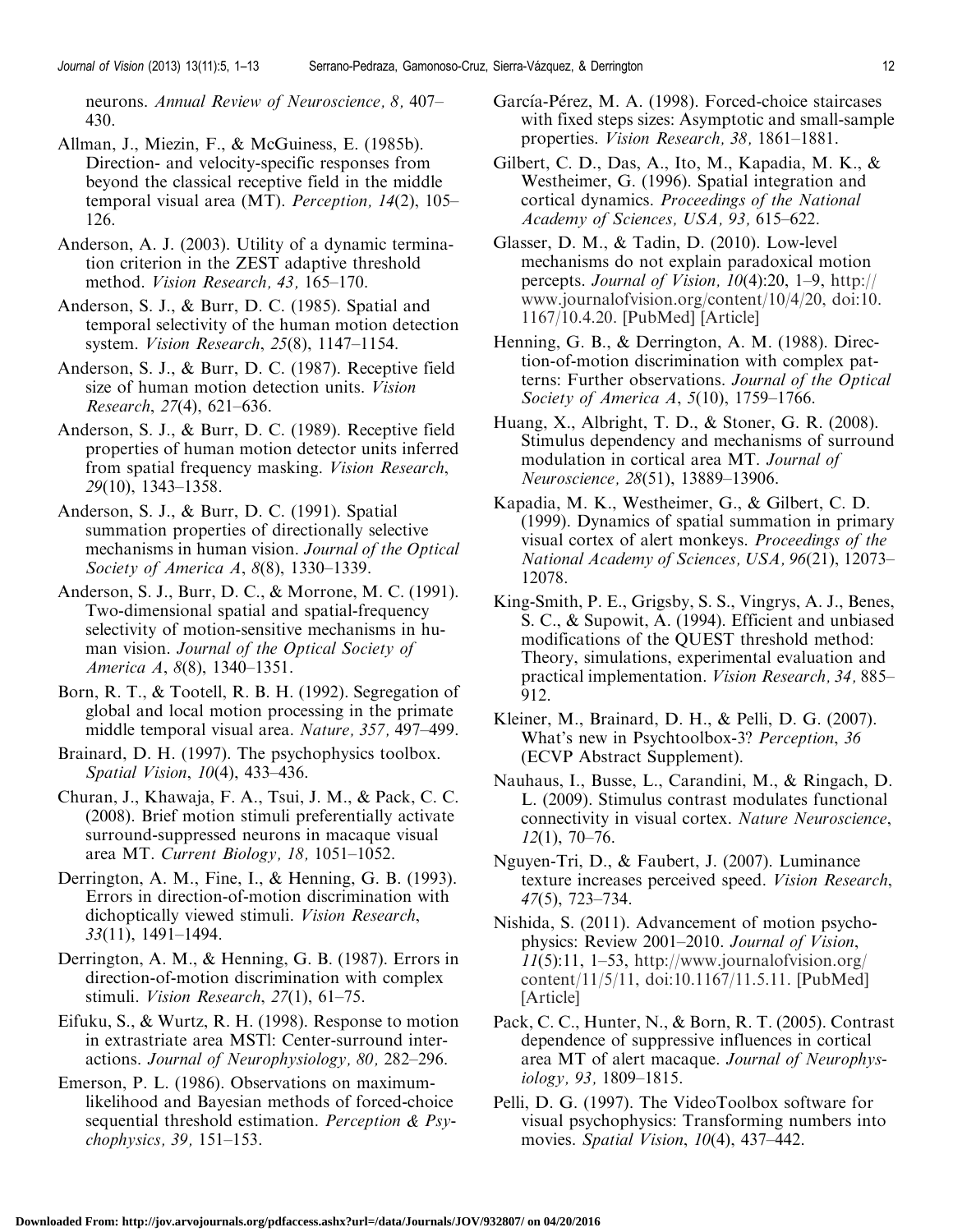neurons. *Annual Review of Neuroscience, 8,* 407–430.

Allman, J., Miezin, F., & McGuiness, E. (1985b). Direction- and velocity-specific responses from beyond the classical receptive field in the middle temporal visual area (MT). *Perception, 14*(2), 105–126.

Anderson, A. J. (2003). Utility of a dynamic termination criterion in the ZEST adaptive threshold method. *Vision Research, 43,* 165–170.

Anderson, S. J., & Burr, D. C. (1985). Spatial and temporal selectivity of the human motion detection system. *Vision Research*, *25*(8), 1147–1154.

Anderson, S. J., & Burr, D. C. (1987). Receptive field size of human motion detection units. *Vision Research*, *27*(4), 621–636.

Anderson, S. J., & Burr, D. C. (1989). Receptive field properties of human motion detector units inferred from spatial frequency masking. *Vision Research*, *29*(10), 1343–1358.

Anderson, S. J., & Burr, D. C. (1991). Spatial summation properties of directionally selective mechanisms in human vision. *Journal of the Optical Society of America A*, *8*(8), 1330–1339.

Anderson, S. J., Burr, D. C., & Morrone, M. C. (1991). Two-dimensional spatial and spatial-frequency selectivity of motion-sensitive mechanisms in human vision. *Journal of the Optical Society of America A*, *8*(8), 1340–1351.

Born, R. T., & Tootell, R. B. H. (1992). Segregation of global and local motion processing in the primate middle temporal visual area. *Nature, 357,* 497–499.

Brainard, D. H. (1997). The psychophysics toolbox. *Spatial Vision*, *10*(4), 433–436.

Churan, J., Khawaja, F. A., Tsui, J. M., & Pack, C. C. (2008). Brief motion stimuli preferentially activate surround-suppressed neurons in macaque visual area MT. *Current Biology, 18,* 1051–1052.

Derrington, A. M., Fine, I., & Henning, G. B. (1993). Errors in direction-of-motion discrimination with dichoptically viewed stimuli. *Vision Research*, *33*(11), 1491–1494.

Derrington, A. M., & Henning, G. B. (1987). Errors in direction-of-motion discrimination with complex stimuli. *Vision Research*, *27*(1), 61–75.

Eifuku, S., & Wurtz, R. H. (1998). Response to motion in extrastriate area MSTl: Center-surround interactions. *Journal of Neurophysiology, 80,* 282–296.

Emerson, P. L. (1986). Observations on maximum-likelihood and Bayesian methods of forced-choice sequential threshold estimation. *Perception & Psychophysics, 39,* 151–153.

García-Pérez, M. A. (1998). Forced-choice staircases with fixed steps sizes: Asymptotic and small-sample properties. *Vision Research, 38,* 1861–1881.

Gilbert, C. D., Das, A., Ito, M., Kapadia, M. K., & Westheimer, G. (1996). Spatial integration and cortical dynamics. *Proceedings of the National Academy of Sciences, USA, 93,* 615–622.

Glasser, D. M., & Tadin, D. (2010). Low-level mechanisms do not explain paradoxical motion percepts. *Journal of Vision, 10*(4):20, 1–9, http://www.journalofvision.org/content/10/4/20, doi:10.1167/10.4.20. [PubMed] [Article]

Henning, G. B., & Derrington, A. M. (1988). Direction-of-motion discrimination with complex patterns: Further observations. *Journal of the Optical Society of America A*, *5*(10), 1759–1766.

Huang, X., Albright, T. D., & Stoner, G. R. (2008). Stimulus dependency and mechanisms of surround modulation in cortical area MT. *Journal of Neuroscience, 28*(51), 13889–13906.

Kapadia, M. K., Westheimer, G., & Gilbert, C. D. (1999). Dynamics of spatial summation in primary visual cortex of alert monkeys. *Proceedings of the National Academy of Sciences, USA, 96*(21), 12073–12078.

King-Smith, P. E., Grigsby, S. S., Vingrys, A. J., Benes, S. C., & Supowit, A. (1994). Efficient and unbiased modifications of the QUEST threshold method: Theory, simulations, experimental evaluation and practical implementation. *Vision Research, 34,* 885–912.

Kleiner, M., Brainard, D. H., & Pelli, D. G. (2007). What's new in Psychtoolbox-3? *Perception*, *36* (ECVP Abstract Supplement).

Nauhaus, I., Busse, L., Carandini, M., & Ringach, D. L. (2009). Stimulus contrast modulates functional connectivity in visual cortex. *Nature Neuroscience*, *12*(1), 70–76.

Nguyen-Tri, D., & Faubert, J. (2007). Luminance texture increases perceived speed. *Vision Research*, *47*(5), 723–734.

Nishida, S. (2011). Advancement of motion psychophysics: Review 2001–2010. *Journal of Vision*, *11*(5):11, 1–53, http://www.journalofvision.org/content/11/5/11, doi:10.1167/11.5.11. [PubMed] [Article]

Pack, C. C., Hunter, N., & Born, R. T. (2005). Contrast dependence of suppressive influences in cortical area MT of alert macaque. *Journal of Neurophysiology, 93,* 1809–1815.

Pelli, D. G. (1997). The VideoToolbox software for visual psychophysics: Transforming numbers into movies. *Spatial Vision*, *10*(4), 437–442.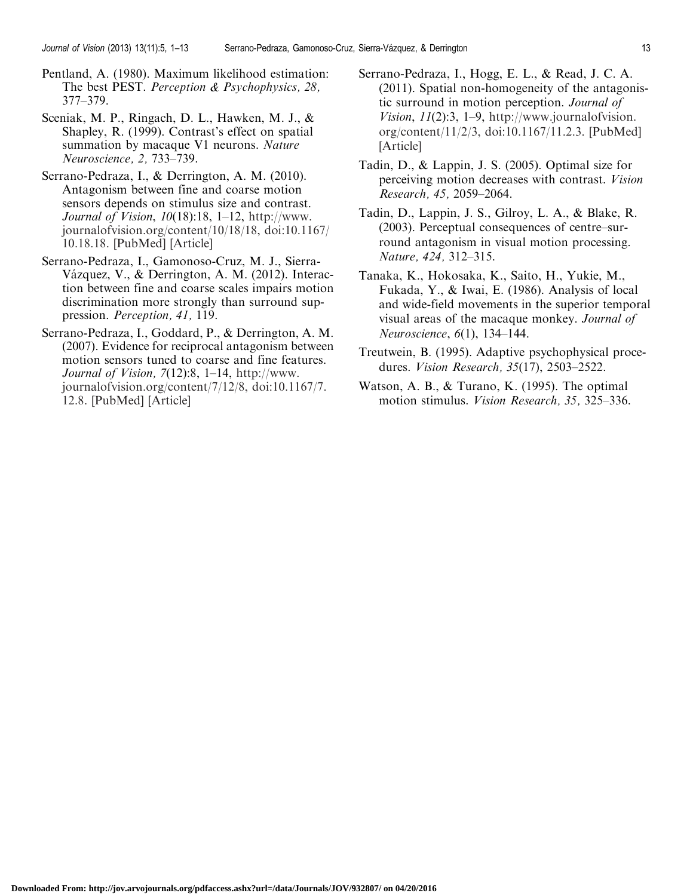Pentland, A. (1980). Maximum likelihood estimation: The best PEST. *Perception & Psychophysics, 28,* 377–379.

Sceniak, M. P., Ringach, D. L., Hawken, M. J., & Shapley, R. (1999). Contrast's effect on spatial summation by macaque V1 neurons. *Nature Neuroscience, 2,* 733–739.

Serrano-Pedraza, I., & Derrington, A. M. (2010). Antagonism between fine and coarse motion sensors depends on stimulus size and contrast. *Journal of Vision*, *10*(18):18, 1–12, http://www.journalofvision.org/content/10/18/18, doi:10.1167/10.18.18. [PubMed] [Article]

Serrano-Pedraza, I., Gamonoso-Cruz, M. J., Sierra-Vázquez, V., & Derrington, A. M. (2012). Interaction between fine and coarse scales impairs motion discrimination more strongly than surround suppression. *Perception, 41,* 119.

Serrano-Pedraza, I., Goddard, P., & Derrington, A. M. (2007). Evidence for reciprocal antagonism between motion sensors tuned to coarse and fine features. *Journal of Vision, 7*(12):8, 1–14, http://www.journalofvision.org/content/7/12/8, doi:10.1167/7.12.8. [PubMed] [Article]

Serrano-Pedraza, I., Hogg, E. L., & Read, J. C. A. (2011). Spatial non-homogeneity of the antagonistic surround in motion perception. *Journal of Vision*, *11*(2):3, 1–9, http://www.journalofvision.org/content/11/2/3, doi:10.1167/11.2.3. [PubMed] [Article]

Tadin, D., & Lappin, J. S. (2005). Optimal size for perceiving motion decreases with contrast. *Vision Research, 45,* 2059–2064.

Tadin, D., Lappin, J. S., Gilroy, L. A., & Blake, R. (2003). Perceptual consequences of centre–surround antagonism in visual motion processing. *Nature, 424,* 312–315.

Tanaka, K., Hokosaka, K., Saito, H., Yukie, M., Fukada, Y., & Iwai, E. (1986). Analysis of local and wide-field movements in the superior temporal visual areas of the macaque monkey. *Journal of Neuroscience*, *6*(1), 134–144.

Treutwein, B. (1995). Adaptive psychophysical procedures. *Vision Research, 35*(17), 2503–2522.

Watson, A. B., & Turano, K. (1995). The optimal motion stimulus. *Vision Research, 35,* 325–336.